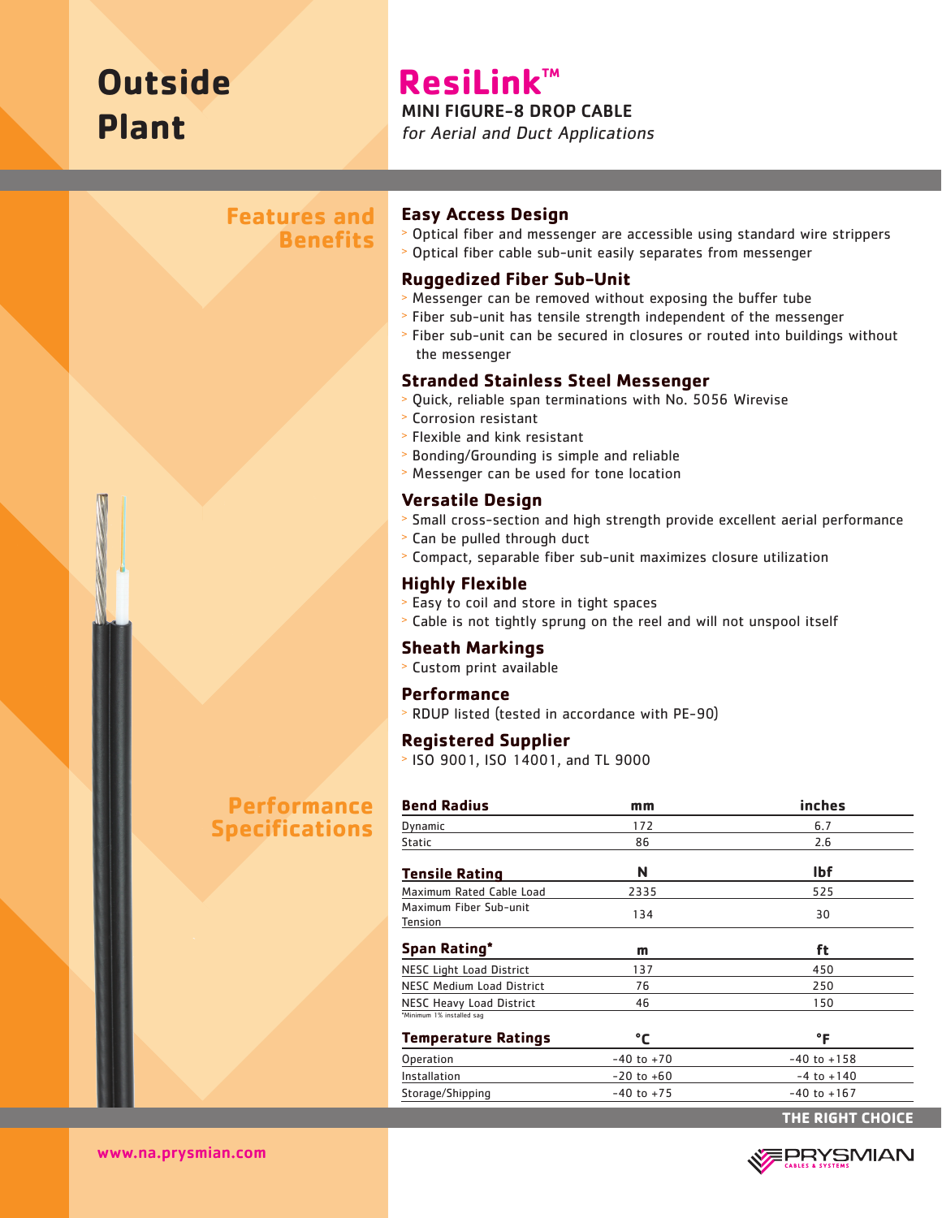# Outside Plant

# ResiLink™

**MINI FIGURE-8 DROP CABLE**

*for Aerial and Duct Applications*

## Features and Benefits

### Easy Access Design

- Optical fiber and messenger are accessible using standard wire strippers
- Optical fiber cable sub-unit easily separates from messenger

### Ruggedized Fiber Sub-Unit

- Messenger can be removed without exposing the buffer tube
- Fiber sub-unit has tensile strength independent of the messenger
- Fiber sub-unit can be secured in closures or routed into buildings without the messenger

### Stranded Stainless Steel Messenger

- Quick, reliable span terminations with No. 5056 Wirevise
- Corrosion resistant
- Flexible and kink resistant
- Bonding/Grounding is simple and reliable
- Messenger can be used for tone location

### Versatile Design

- Small cross-section and high strength provide excellent aerial performance
- Can be pulled through duct
- Compact, separable fiber sub-unit maximizes closure utilization

### Highly Flexible

- Easy to coil and store in tight spaces
- Cable is not tightly sprung on the reel and will not unspool itself

### Sheath Markings

- Custom print available

### Performance

- RDUP listed (tested in accordance with PE-90)

### Registered Supplier

- ISO 9001, ISO 14001, and TL 9000

## Performance Specifications

| **Bend Radius** | **mm** | **inches** |
|---|---|---|
| Dynamic | 172 | 6.7 |
| Static | 86 | 2.6 |

| **Tensile Rating** | **N** | **lbf** |
|---|---|---|
| Maximum Rated Cable Load | 2335 | 525 |
| Maximum Fiber Sub-unit Tension | 134 | 30 |

| **Span Rating*** | **m** | **ft** |
|---|---|---|
| NESC Light Load District | 137 | 450 |
| NESC Medium Load District | 76 | 250 |
| NESC Heavy Load District | 46 | 150 |

*Minimum 1% installed sag

| **Temperature Ratings** | **°C** | **°F** |
|---|---|---|
| Operation | -40 to +70 | -40 to +158 |
| Installation | -20 to +60 | -4 to +140 |
| Storage/Shipping | -40 to +75 | -40 to +167 |

THE RIGHT CHOICE

www.na.prysmian.com

PRYSMIAN CABLES & SYSTEMS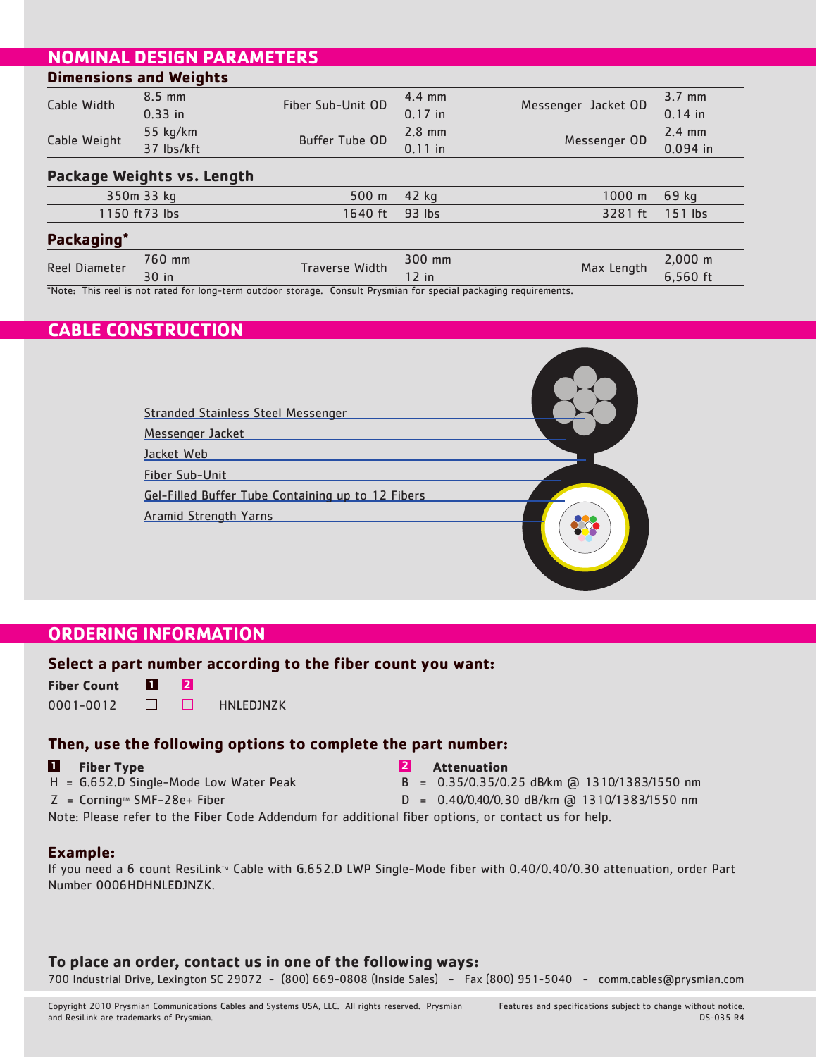## NOMINAL DESIGN PARAMETERS

### Dimensions and Weights

| | | | | | |
|---|---|---|---|---|---|
| Cable Width | 8.5 mm<br>0.33 in | Fiber Sub-Unit OD | 4.4 mm<br>0.17 in | Messenger Jacket OD | 3.7 mm<br>0.14 in |
| Cable Weight | 55 kg/km<br>37 lbs/kft | Buffer Tube OD | 2.8 mm<br>0.11 in | Messenger OD | 2.4 mm<br>0.094 in |

### Package Weights vs. Length

| | | | | | |
|---|---|---|---|---|---|
| 350m | 33 kg | 500 m | 42 kg | 1000 m | 69 kg |
| 1150 ft | 73 lbs | 1640 ft | 93 lbs | 3281 ft | 151 lbs |

### Packaging*

| | | | | | |
|---|---|---|---|---|---|
| Reel Diameter | 760 mm<br>30 in | Traverse Width | 300 mm<br>12 in | Max Length | 2,000 m<br>6,560 ft |

*Note: This reel is not rated for long-term outdoor storage. Consult Prysmian for special packaging requirements.

## CABLE CONSTRUCTION

Stranded Stainless Steel Messenger
Messenger Jacket
Jacket Web
Fiber Sub-Unit
Gel-Filled Buffer Tube Containing up to 12 Fibers
Aramid Strength Yarns

## ORDERING INFORMATION

### Select a part number according to the fiber count you want:

| Fiber Count | 1 | 2 | |
|---|---|---|---|
| 0001-0012 | ☐ | ☐ | HNLEDJNZK |

### Then, use the following options to complete the part number:

**1 Fiber Type**
H = G.652.D Single-Mode Low Water Peak
Z = Corning™ SMF-28e+ Fiber

**2 Attenuation**
B = 0.35/0.35/0.25 dB/km @ 1310/1383/1550 nm
D = 0.40/0.40/0.30 dB/km @ 1310/1383/1550 nm

Note: Please refer to the Fiber Code Addendum for additional fiber options, or contact us for help.

### Example:

If you need a 6 count ResiLink™ Cable with G.652.D LWP Single-Mode fiber with 0.40/0.40/0.30 attenuation, order Part Number 0006HDHNLEDJNZK.

### To place an order, contact us in one of the following ways:

700 Industrial Drive, Lexington SC 29072 - (800) 669-0808 (Inside Sales) - Fax (800) 951-5040 - comm.cables@prysmian.com

Copyright 2010 Prysmian Communications Cables and Systems USA, LLC. All rights reserved. Prysmian and ResiLink are trademarks of Prysmian.

Features and specifications subject to change without notice.
DS-035 R4